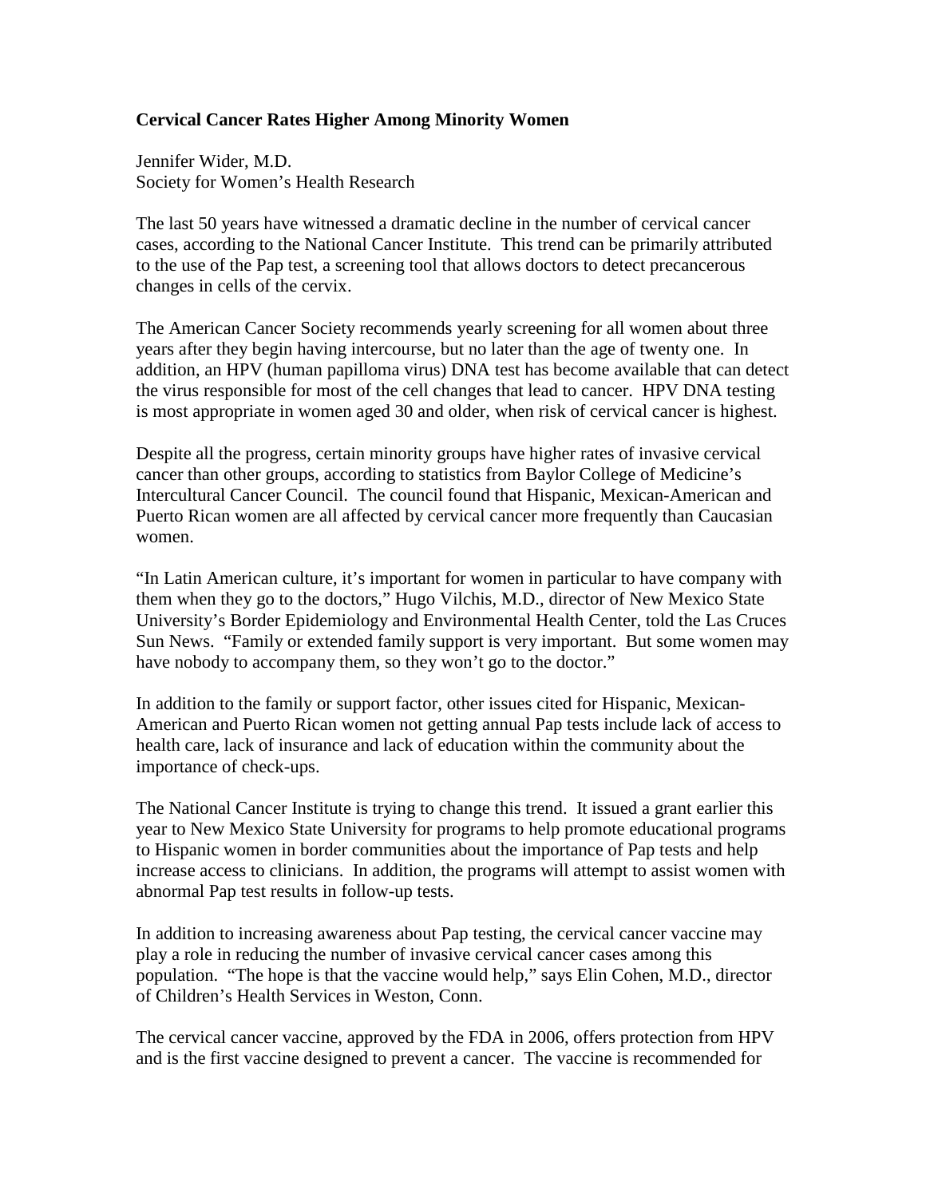**Cervical Cancer Rates Higher Among Minority Women**

Jennifer Wider, M.D.
Society for Women's Health Research

The last 50 years have witnessed a dramatic decline in the number of cervical cancer cases, according to the National Cancer Institute. This trend can be primarily attributed to the use of the Pap test, a screening tool that allows doctors to detect precancerous changes in cells of the cervix.

The American Cancer Society recommends yearly screening for all women about three years after they begin having intercourse, but no later than the age of twenty one. In addition, an HPV (human papilloma virus) DNA test has become available that can detect the virus responsible for most of the cell changes that lead to cancer. HPV DNA testing is most appropriate in women aged 30 and older, when risk of cervical cancer is highest.

Despite all the progress, certain minority groups have higher rates of invasive cervical cancer than other groups, according to statistics from Baylor College of Medicine's Intercultural Cancer Council. The council found that Hispanic, Mexican-American and Puerto Rican women are all affected by cervical cancer more frequently than Caucasian women.

"In Latin American culture, it's important for women in particular to have company with them when they go to the doctors," Hugo Vilchis, M.D., director of New Mexico State University's Border Epidemiology and Environmental Health Center, told the Las Cruces Sun News. "Family or extended family support is very important. But some women may have nobody to accompany them, so they won't go to the doctor."

In addition to the family or support factor, other issues cited for Hispanic, Mexican-American and Puerto Rican women not getting annual Pap tests include lack of access to health care, lack of insurance and lack of education within the community about the importance of check-ups.

The National Cancer Institute is trying to change this trend. It issued a grant earlier this year to New Mexico State University for programs to help promote educational programs to Hispanic women in border communities about the importance of Pap tests and help increase access to clinicians. In addition, the programs will attempt to assist women with abnormal Pap test results in follow-up tests.

In addition to increasing awareness about Pap testing, the cervical cancer vaccine may play a role in reducing the number of invasive cervical cancer cases among this population. "The hope is that the vaccine would help," says Elin Cohen, M.D., director of Children's Health Services in Weston, Conn.

The cervical cancer vaccine, approved by the FDA in 2006, offers protection from HPV and is the first vaccine designed to prevent a cancer. The vaccine is recommended for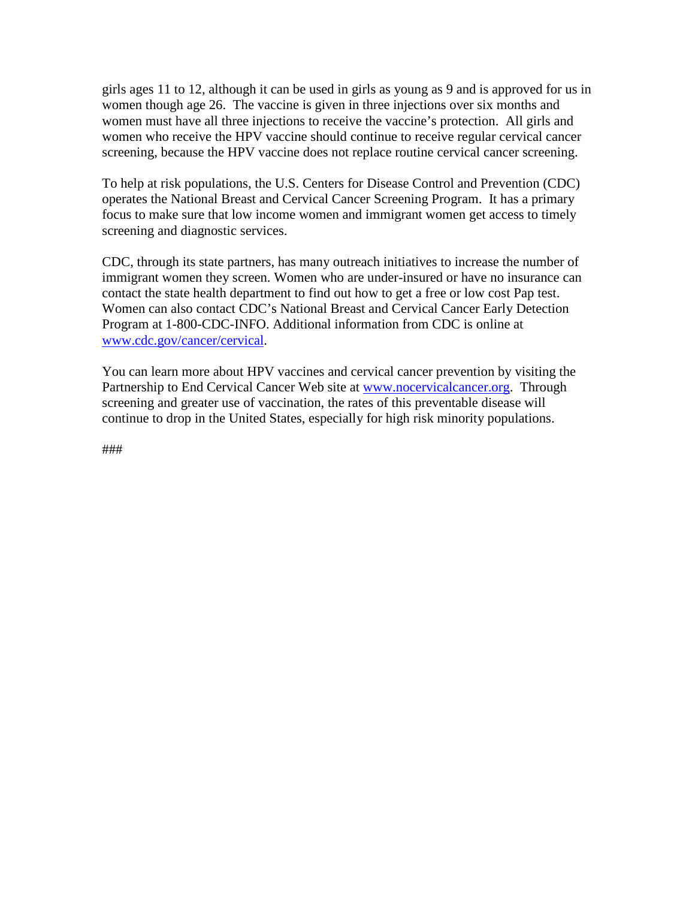girls ages 11 to 12, although it can be used in girls as young as 9 and is approved for us in women though age 26. The vaccine is given in three injections over six months and women must have all three injections to receive the vaccine's protection. All girls and women who receive the HPV vaccine should continue to receive regular cervical cancer screening, because the HPV vaccine does not replace routine cervical cancer screening.

To help at risk populations, the U.S. Centers for Disease Control and Prevention (CDC) operates the National Breast and Cervical Cancer Screening Program. It has a primary focus to make sure that low income women and immigrant women get access to timely screening and diagnostic services.

CDC, through its state partners, has many outreach initiatives to increase the number of immigrant women they screen. Women who are under-insured or have no insurance can contact the state health department to find out how to get a free or low cost Pap test. Women can also contact CDC's National Breast and Cervical Cancer Early Detection Program at 1-800-CDC-INFO. Additional information from CDC is online at [www.cdc.gov/cancer/cervical](www.cdc.gov/cancer/cervical).

You can learn more about HPV vaccines and cervical cancer prevention by visiting the Partnership to End Cervical Cancer Web site at [www.nocervicalcancer.org](www.nocervicalcancer.org). Through screening and greater use of vaccination, the rates of this preventable disease will continue to drop in the United States, especially for high risk minority populations.

###